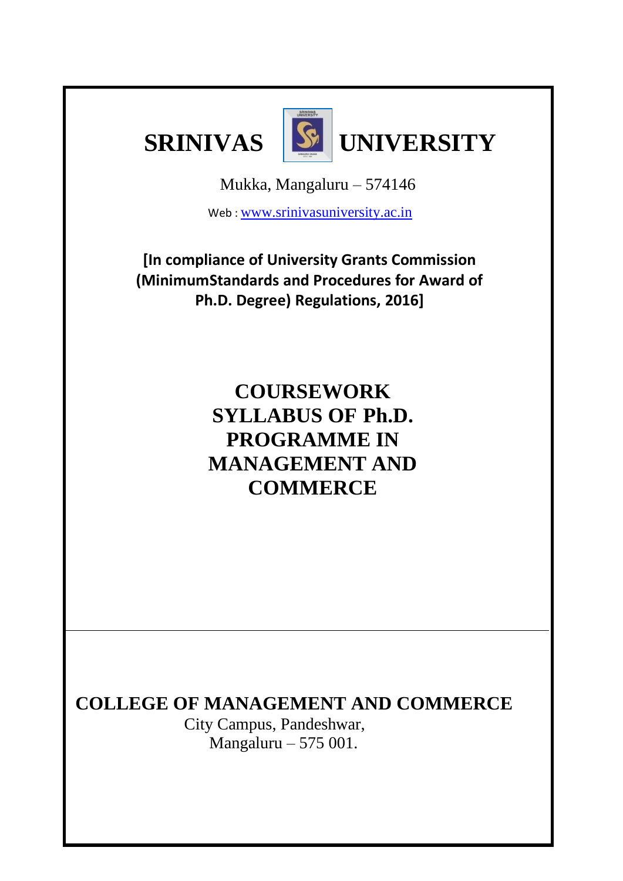# SRINIVAS UNIVERSITY

Mukka, Mangaluru – 574146

Web : www.srinivasuniversity.ac.in

**[In compliance of University Grants Commission (MinimumStandards and Procedures for Award of Ph.D. Degree) Regulations, 2016]**

## COURSEWORK SYLLABUS OF Ph.D. PROGRAMME IN MANAGEMENT AND COMMERCE

---

**COLLEGE OF MANAGEMENT AND COMMERCE**

City Campus, Pandeshwar,
Mangaluru – 575 001.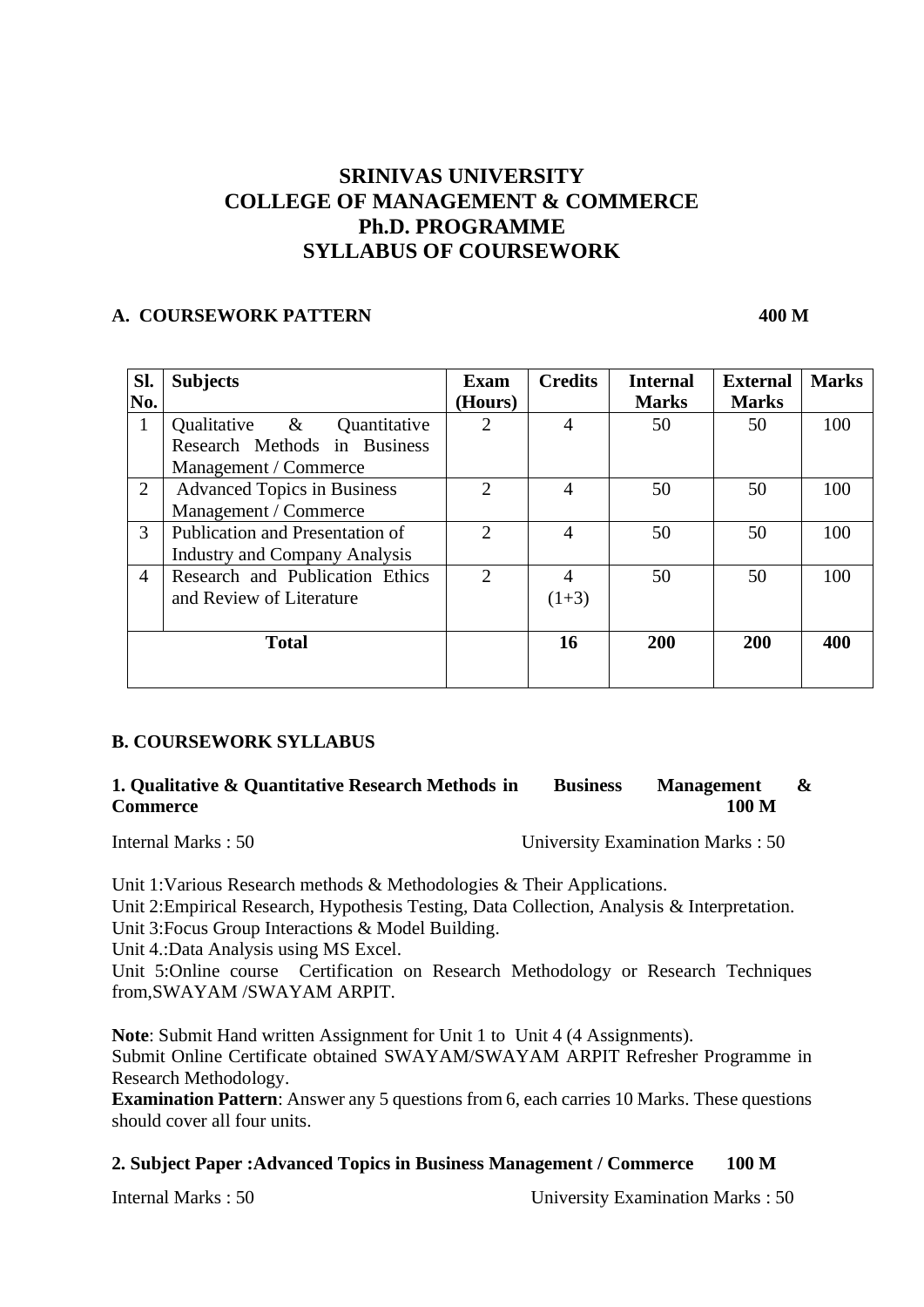# SRINIVAS UNIVERSITY
# COLLEGE OF MANAGEMENT & COMMERCE
# Ph.D. PROGRAMME
# SYLLABUS OF COURSEWORK

## A. COURSEWORK PATTERN 400 M

| Sl. No. | Subjects | Exam (Hours) | Credits | Internal Marks | External Marks | Marks |
|---|---|---|---|---|---|---|
| 1 | Qualitative & Quantitative Research Methods in Business Management / Commerce | 2 | 4 | 50 | 50 | 100 |
| 2 | Advanced Topics in Business Management / Commerce | 2 | 4 | 50 | 50 | 100 |
| 3 | Publication and Presentation of Industry and Company Analysis | 2 | 4 | 50 | 50 | 100 |
| 4 | Research and Publication Ethics and Review of Literature | 2 | 4 (1+3) | 50 | 50 | 100 |
| Total | | | **16** | **200** | **200** | **400** |

## B. COURSEWORK SYLLABUS

### 1. Qualitative & Quantitative Research Methods in Business Management & Commerce 100 M

Internal Marks : 50 University Examination Marks : 50

Unit 1:Various Research methods & Methodologies & Their Applications.
Unit 2:Empirical Research, Hypothesis Testing, Data Collection, Analysis & Interpretation.
Unit 3:Focus Group Interactions & Model Building.
Unit 4.:Data Analysis using MS Excel.
Unit 5:Online course Certification on Research Methodology or Research Techniques from,SWAYAM /SWAYAM ARPIT.

**Note**: Submit Hand written Assignment for Unit 1 to Unit 4 (4 Assignments).
Submit Online Certificate obtained SWAYAM/SWAYAM ARPIT Refresher Programme in Research Methodology.
**Examination Pattern**: Answer any 5 questions from 6, each carries 10 Marks. These questions should cover all four units.

### 2. Subject Paper :Advanced Topics in Business Management / Commerce 100 M

Internal Marks : 50 University Examination Marks : 50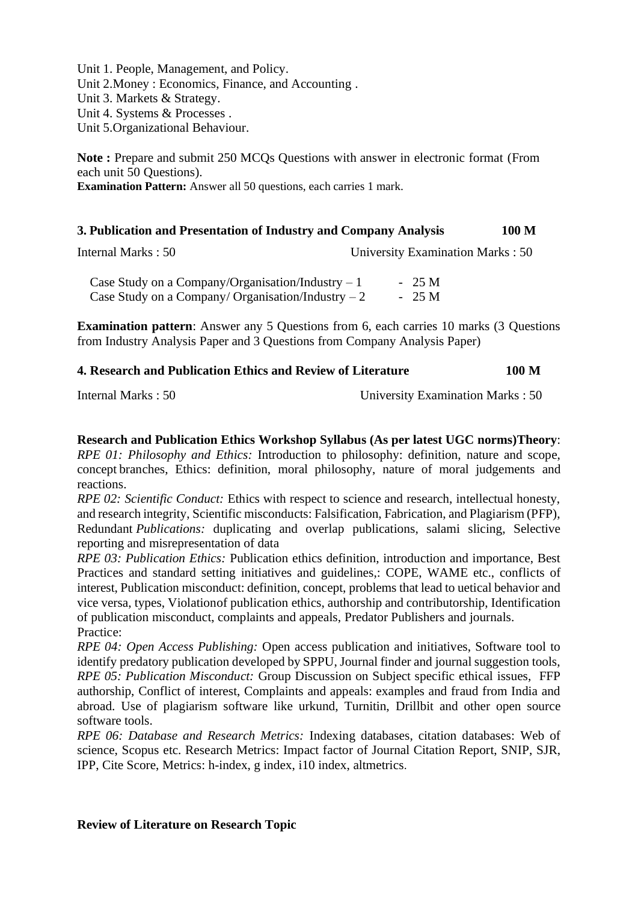Unit 1. People, Management, and Policy.
Unit 2.Money : Economics, Finance, and Accounting .
Unit 3. Markets & Strategy.
Unit 4. Systems & Processes .
Unit 5.Organizational Behaviour.

**Note :** Prepare and submit 250 MCQs Questions with answer in electronic format (From each unit 50 Questions).
**Examination Pattern:** Answer all 50 questions, each carries 1 mark.

### 3. Publication and Presentation of Industry and Company Analysis 100 M

Internal Marks : 50 University Examination Marks : 50

Case Study on a Company/Organisation/Industry – 1 - 25 M
Case Study on a Company/ Organisation/Industry – 2 - 25 M

**Examination pattern**: Answer any 5 Questions from 6, each carries 10 marks (3 Questions from Industry Analysis Paper and 3 Questions from Company Analysis Paper)

### 4. Research and Publication Ethics and Review of Literature 100 M

Internal Marks : 50 University Examination Marks : 50

**Research and Publication Ethics Workshop Syllabus (As per latest UGC norms)Theory**:
*RPE 01: Philosophy and Ethics:* Introduction to philosophy: definition, nature and scope, concept branches, Ethics: definition, moral philosophy, nature of moral judgements and reactions.
*RPE 02: Scientific Conduct:* Ethics with respect to science and research, intellectual honesty, and research integrity, Scientific misconducts: Falsification, Fabrication, and Plagiarism (PFP), Redundant *Publications:* duplicating and overlap publications, salami slicing, Selective reporting and misrepresentation of data
*RPE 03: Publication Ethics:* Publication ethics definition, introduction and importance, Best Practices and standard setting initiatives and guidelines,: COPE, WAME etc., conflicts of interest, Publication misconduct: definition, concept, problems that lead to uetical behavior and vice versa, types, Violationof publication ethics, authorship and contributorship, Identification of publication misconduct, complaints and appeals, Predator Publishers and journals.
Practice:
*RPE 04: Open Access Publishing:* Open access publication and initiatives, Software tool to identify predatory publication developed by SPPU, Journal finder and journal suggestion tools,
*RPE 05: Publication Misconduct:* Group Discussion on Subject specific ethical issues, FFP authorship, Conflict of interest, Complaints and appeals: examples and fraud from India and abroad. Use of plagiarism software like urkund, Turnitin, Drillbit and other open source software tools.
*RPE 06: Database and Research Metrics:* Indexing databases, citation databases: Web of science, Scopus etc. Research Metrics: Impact factor of Journal Citation Report, SNIP, SJR, IPP, Cite Score, Metrics: h-index, g index, i10 index, altmetrics.

**Review of Literature on Research Topic**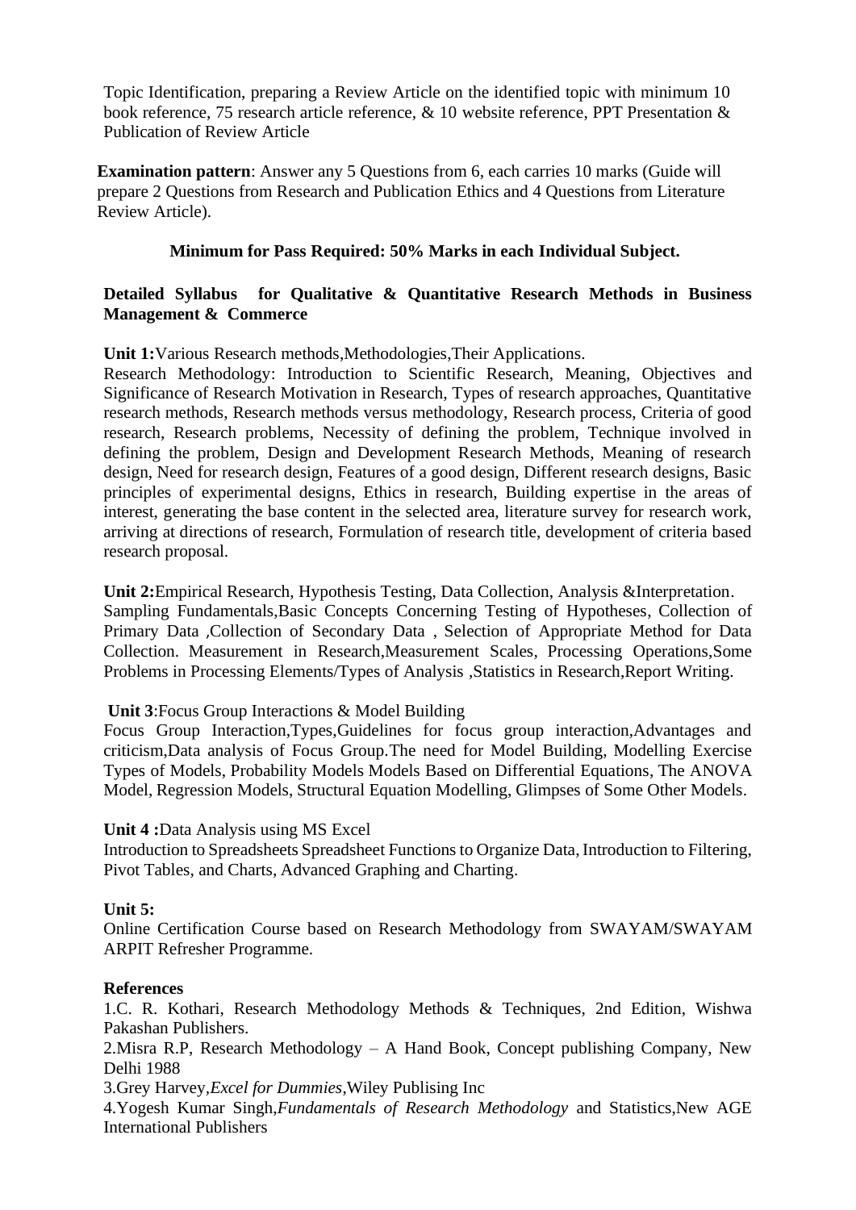Topic Identification, preparing a Review Article on the identified topic with minimum 10 book reference, 75 research article reference, & 10 website reference, PPT Presentation & Publication of Review Article

**Examination pattern**: Answer any 5 Questions from 6, each carries 10 marks (Guide will prepare 2 Questions from Research and Publication Ethics and 4 Questions from Literature Review Article).

**Minimum for Pass Required: 50% Marks in each Individual Subject.**

**Detailed Syllabus for Qualitative & Quantitative Research Methods in Business Management & Commerce**

**Unit 1:**Various Research methods,Methodologies,Their Applications.
Research Methodology: Introduction to Scientific Research, Meaning, Objectives and Significance of Research Motivation in Research, Types of research approaches, Quantitative research methods, Research methods versus methodology, Research process, Criteria of good research, Research problems, Necessity of defining the problem, Technique involved in defining the problem, Design and Development Research Methods, Meaning of research design, Need for research design, Features of a good design, Different research designs, Basic principles of experimental designs, Ethics in research, Building expertise in the areas of interest, generating the base content in the selected area, literature survey for research work, arriving at directions of research, Formulation of research title, development of criteria based research proposal.

**Unit 2:**Empirical Research, Hypothesis Testing, Data Collection, Analysis &Interpretation.
Sampling Fundamentals,Basic Concepts Concerning Testing of Hypotheses, Collection of Primary Data ,Collection of Secondary Data , Selection of Appropriate Method for Data Collection. Measurement in Research,Measurement Scales, Processing Operations,Some Problems in Processing Elements/Types of Analysis ,Statistics in Research,Report Writing.

**Unit 3**:Focus Group Interactions & Model Building
Focus Group Interaction,Types,Guidelines for focus group interaction,Advantages and criticism,Data analysis of Focus Group.The need for Model Building, Modelling Exercise Types of Models, Probability Models Models Based on Differential Equations, The ANOVA Model, Regression Models, Structural Equation Modelling, Glimpses of Some Other Models.

**Unit 4 :**Data Analysis using MS Excel
Introduction to Spreadsheets Spreadsheet Functions to Organize Data, Introduction to Filtering, Pivot Tables, and Charts, Advanced Graphing and Charting.

**Unit 5:**
Online Certification Course based on Research Methodology from SWAYAM/SWAYAM ARPIT Refresher Programme.

**References**
1.C. R. Kothari, Research Methodology Methods & Techniques, 2nd Edition, Wishwa Pakashan Publishers.
2.Misra R.P, Research Methodology – A Hand Book, Concept publishing Company, New Delhi 1988
3.Grey Harvey,*Excel for Dummies*,Wiley Publising Inc
4.Yogesh Kumar Singh,*Fundamentals of Research Methodology* and Statistics,New AGE International Publishers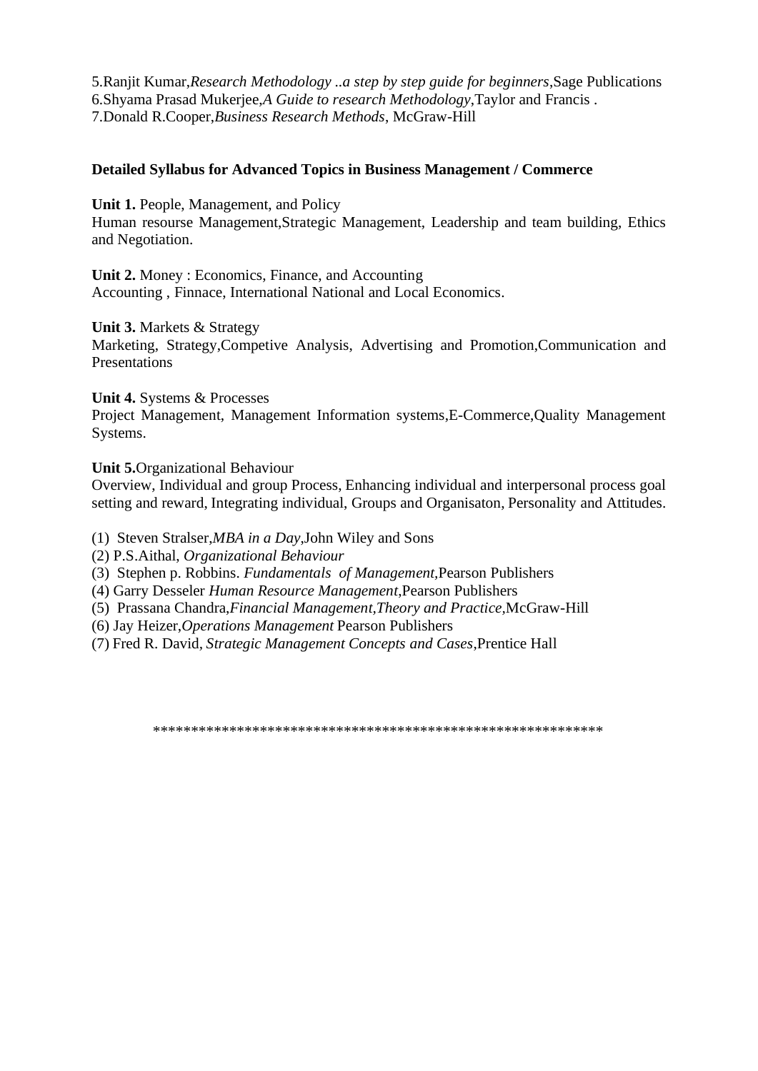5.Ranjit Kumar,*Research Methodology ..a step by step guide for beginners*,Sage Publications
6.Shyama Prasad Mukerjee,*A Guide to research Methodology*,Taylor and Francis .
7.Donald R.Cooper,*Business Research Methods*, McGraw-Hill

**Detailed Syllabus for Advanced Topics in Business Management / Commerce**

**Unit 1.** People, Management, and Policy
Human resourse Management,Strategic Management, Leadership and team building, Ethics and Negotiation.

**Unit 2.** Money : Economics, Finance, and Accounting
Accounting , Finnace, International National and Local Economics.

**Unit 3.** Markets & Strategy
Marketing, Strategy,Competive Analysis, Advertising and Promotion,Communication and Presentations

**Unit 4.** Systems & Processes
Project Management, Management Information systems,E-Commerce,Quality Management Systems.

**Unit 5.**Organizational Behaviour
Overview, Individual and group Process, Enhancing individual and interpersonal process goal setting and reward, Integrating individual, Groups and Organisaton, Personality and Attitudes.

(1) Steven Stralser,*MBA in a Day*,John Wiley and Sons
(2) P.S.Aithal, *Organizational Behaviour*
(3) Stephen p. Robbins. *Fundamentals of Management*,Pearson Publishers
(4) Garry Desseler *Human Resource Management*,Pearson Publishers
(5) Prassana Chandra,*Financial Management,Theory and Practice*,McGraw-Hill
(6) Jay Heizer,*Operations Management* Pearson Publishers
(7) Fred R. David, *Strategic Management Concepts and Cases*,Prentice Hall

**********************************************************